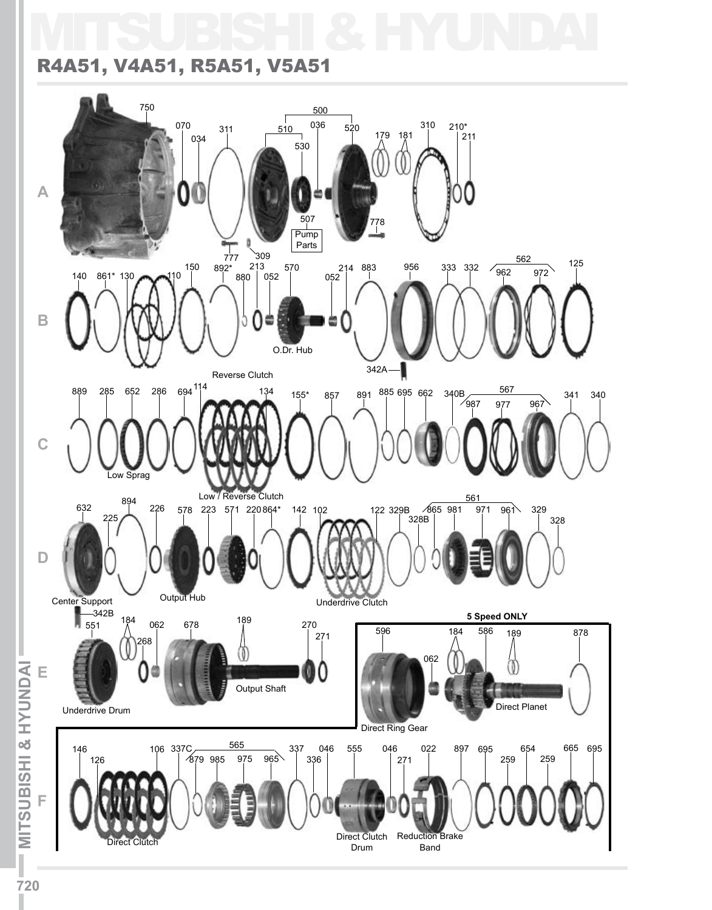# MITSUBISHI & HYUNDAI

## R4A51, V4A51, R5A51, V5A51

**A**

750, 070, 034, 311, 500, 510, 036, 520, 530, 179, 181, 310, 210*, 211, 507, Pump Parts, 778, 777, 309

**B**

140, 861*, 130, 110, 150, 892*, 213, 880, 052, 570, O.Dr. Hub, 214, 052, 883, 956, 333, 332, 562, 962, 972, 125, 342A

**C**

Reverse Clutch

889, 285, 652, 286, 694, 114, 134, 155*, 857, 891, 885, 695, 662, 340B, 567, 987, 977, 967, 341, 340

Low Sprag

Low / Reverse Clutch

**D**

632, 225, 894, 226, 578, 223, 571, 220, 864*, 142, 102, 122, 329B, 328B, 865, 561, 981, 971, 961, 329, 328

Center Support, Output Hub, Underdrive Clutch

**E**

342B, 551, 184, 268, 062, 678, 189, 270, 271

Underdrive Drum, Output Shaft

**5 Speed ONLY**

596, 184, 062, 586, 189, 878

Direct Ring Gear, Direct Planet

**F**

146, 126, 106, 337C, 565, 879, 985, 975, 965, 337, 336, 046, 555, 046, 271, 022, 897, 695, 259, 654, 259, 665, 695

Direct Clutch, Direct Clutch Drum, Reduction Brake Band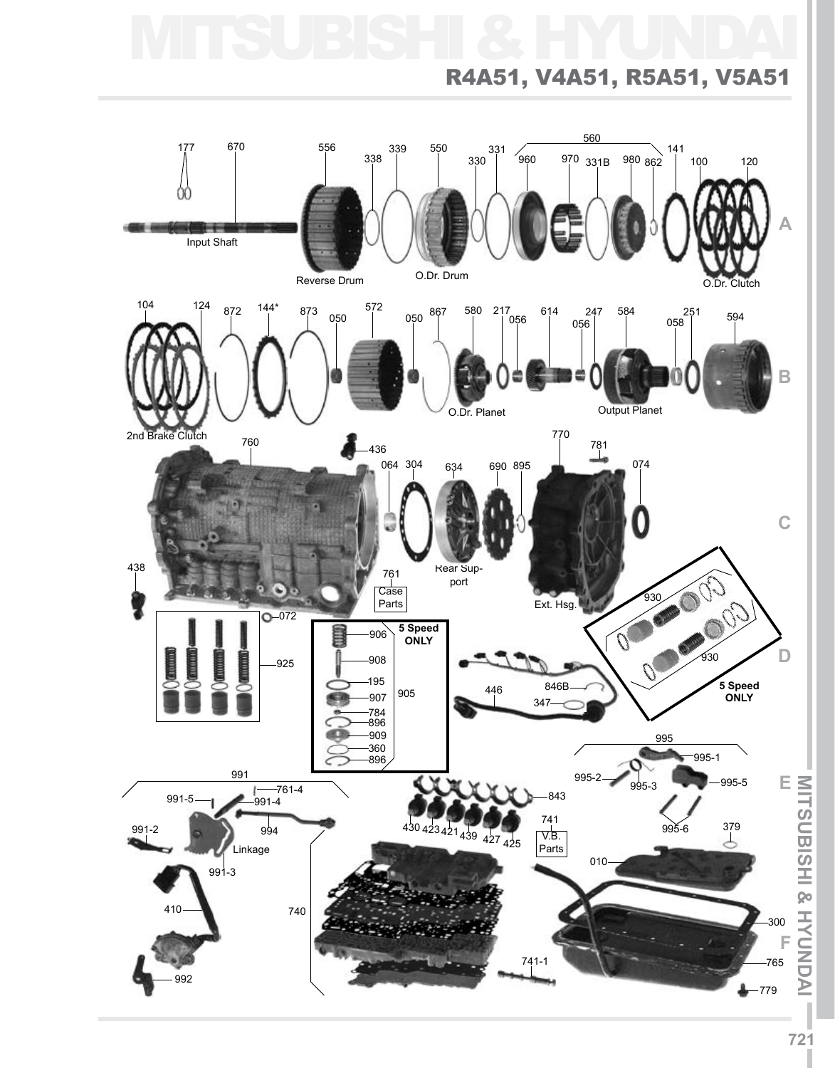# MITSUBISHI & HYUNDAI

## R4A51, V4A51, R5A51, V5A51

177 670 556 338 339 550 331 330 560 960 970 331B 980 862 141 100 120

Input Shaft

Reverse Drum

O.Dr. Drum

O.Dr. Clutch

104 124 872 144* 873 050 572 050 867 580 217 056 614 247 056 584 058 251 594

2nd Brake Clutch

O.Dr. Planet

Output Planet

760 436 064 304 634 690 895 770 781 074

438

761 Case Parts

Rear Support

Ext. Hsg.

072

925

906 908 195 907 784 896 909 360 896 905

**5 Speed ONLY**

446 846B 347

930 930

**5 Speed ONLY**

995 995-1 995-2 995-3 995-5 995-6 379

991 761-4 991-5 991-4 991-2 994 Linkage 991-3

410

992

843 430 423 421 439 427 425

741 V.B. Parts

740

741-1

010

300

765

779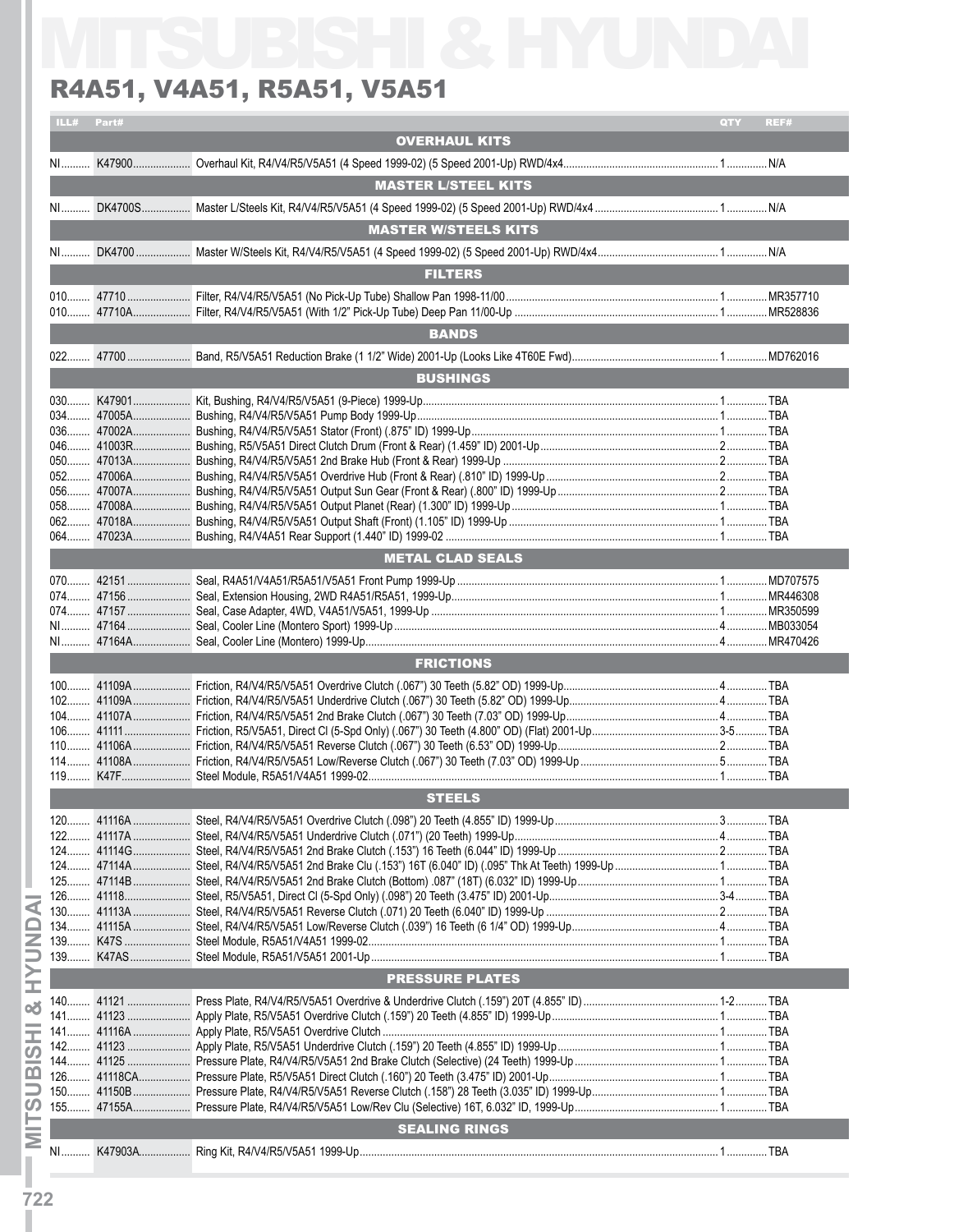# MITSUBISHI & HYUNDAI

## R4A51, V4A51, R5A51, V5A51

| ILL# | Part# | Description | QTY | REF# |
|---|---|---|---|---|
| | | **OVERHAUL KITS** | | |
| NI | K47900 | Overhaul Kit, R4/V4/R5/V5A51 (4 Speed 1999-02) (5 Speed 2001-Up) RWD/4x4 | 1 | N/A |
| | | **MASTER L/STEEL KITS** | | |
| NI | DK4700S | Master L/Steels Kit, R4/V4/R5/V5A51 (4 Speed 1999-02) (5 Speed 2001-Up) RWD/4x4 | 1 | N/A |
| | | **MASTER W/STEELS KITS** | | |
| NI | DK4700 | Master W/Steels Kit, R4/V4/R5/V5A51 (4 Speed 1999-02) (5 Speed 2001-Up) RWD/4x4 | 1 | N/A |
| | | **FILTERS** | | |
| 010 | 47710 | Filter, R4/V4/R5/V5A51 (No Pick-Up Tube) Shallow Pan 1998-11/00 | 1 | MR357710 |
| 010 | 47710A | Filter, R4/V4/R5/V5A51 (With 1/2" Pick-Up Tube) Deep Pan 11/00-Up | 1 | MR528836 |
| | | **BANDS** | | |
| 022 | 47700 | Band, R5/V5A51 Reduction Brake (1 1/2" Wide) 2001-Up (Looks Like 4T60E Fwd) | 1 | MD762016 |
| | | **BUSHINGS** | | |
| 030 | K47901 | Kit, Bushing, R4/V4/R5/V5A51 (9-Piece) 1999-Up | 1 | TBA |
| 034 | 47005A | Bushing, R4/V4/R5/V5A51 Pump Body 1999-Up | 1 | TBA |
| 036 | 47002A | Bushing, R4/V4/R5/V5A51 Stator (Front) (.875" ID) 1999-Up | 1 | TBA |
| 046 | 41003R | Bushing, R5/V5A51 Direct Clutch Drum (Front & Rear) (1.459" ID) 2001-Up | 2 | TBA |
| 050 | 47013A | Bushing, R4/V4/R5/V5A51 2nd Brake Hub (Front & Rear) 1999-Up | 2 | TBA |
| 052 | 47006A | Bushing, R4/V4/R5/V5A51 Overdrive Hub (Front & Rear) (.810" ID) 1999-Up | 2 | TBA |
| 056 | 47007A | Bushing, R4/V4/R5/V5A51 Output Sun Gear (Front & Rear) (.800" ID) 1999-Up | 2 | TBA |
| 058 | 47008A | Bushing, R4/V4/R5/V5A51 Output Planet (Rear) (1.300" ID) 1999-Up | 1 | TBA |
| 062 | 47018A | Bushing, R4/V4/R5/V5A51 Output Shaft (Front) (1.105" ID) 1999-Up | 1 | TBA |
| 064 | 47023A | Bushing, R4/V4A51 Rear Support (1.440" ID) 1999-02 | 1 | TBA |
| | | **METAL CLAD SEALS** | | |
| 070 | 42151 | Seal, R4A51/V4A51/R5A51/V5A51 Front Pump 1999-Up | 1 | MD707575 |
| 074 | 47156 | Seal, Extension Housing, 2WD R4A51/R5A51, 1999-Up | 1 | MR446308 |
| 074 | 47157 | Seal, Case Adapter, 4WD, V4A51/V5A51, 1999-Up | 1 | MR350599 |
| NI | 47164 | Seal, Cooler Line (Montero Sport) 1999-Up | 4 | MB033054 |
| NI | 47164A | Seal, Cooler Line (Montero) 1999-Up | 4 | MR470426 |
| | | **FRICTIONS** | | |
| 100 | 41109A | Friction, R4/V4/R5/V5A51 Overdrive Clutch (.067") 30 Teeth (5.82" OD) 1999-Up | 4 | TBA |
| 102 | 41109A | Friction, R4/V4/R5/V5A51 Underdrive Clutch (.067") 30 Teeth (5.82" OD) 1999-Up | 4 | TBA |
| 104 | 41107A | Friction, R4/V4/R5/V5A51 2nd Brake Clutch (.067") 30 Teeth (7.03" OD) 1999-Up | 4 | TBA |
| 106 | 41111 | Friction, R5/V5A51, Direct Cl (5-Spd Only) (.067") 30 Teeth (4.800" OD) (Flat) 2001-Up | 3-5 | TBA |
| 110 | 41106A | Friction, R4/V4/R5/V5A51 Reverse Clutch (.067") 30 Teeth (6.53" OD) 1999-Up | 2 | TBA |
| 114 | 41108A | Friction, R4/V4/R5/V5A51 Low/Reverse Clutch (.067") 30 Teeth (7.03" OD) 1999-Up | 5 | TBA |
| 119 | K47F | Steel Module, R5A51/V4A51 1999-02 | 1 | TBA |
| | | **STEELS** | | |
| 120 | 41116A | Steel, R4/V4/R5/V5A51 Overdrive Clutch (.098") 20 Teeth (4.855" ID) 1999-Up | 3 | TBA |
| 122 | 41117A | Steel, R4/V4/R5/V5A51 Underdrive Clutch (.071") (20 Teeth) 1999-Up | 4 | TBA |
| 124 | 41114G | Steel, R4/V4/R5/V5A51 2nd Brake Clutch (.153") 16 Teeth (6.044" ID) 1999-Up | 2 | TBA |
| 124 | 47114A | Steel, R4/V4/R5/V5A51 2nd Brake Clu (.153") 16T (6.040" ID) (.095" Thk At Teeth) 1999-Up | 1 | TBA |
| 125 | 47114B | Steel, R4/V4/R5/V5A51 2nd Brake Clutch (Bottom) .087" (18T) (6.032" ID) 1999-Up | 1 | TBA |
| 126 | 41118 | Steel, R5/V5A51, Direct Cl (5-Spd Only) (.098") 20 Teeth (3.475" ID) 2001-Up | 3-4 | TBA |
| 130 | 41113A | Steel, R4/V4/R5/V5A51 Reverse Clutch (.071) 20 Teeth (6.040" ID) 1999-Up | 2 | TBA |
| 134 | 41115A | Steel, R4/V4/R5/V5A51 Low/Reverse Clutch (.039") 16 Teeth (6 1/4" OD) 1999-Up | 4 | TBA |
| 139 | K47S | Steel Module, R5A51/V4A51 1999-02 | 1 | TBA |
| 139 | K47AS | Steel Module, R5A51/V5A51 2001-Up | 1 | TBA |
| | | **PRESSURE PLATES** | | |
| 140 | 41121 | Press Plate, R4/V4/R5/V5A51 Overdrive & Underdrive Clutch (.159") 20T (4.855" ID) | 1-2 | TBA |
| 141 | 41123 | Apply Plate, R5/V5A51 Overdrive Clutch (.159") 20 Teeth (4.855" ID) 1999-Up | 1 | TBA |
| 141 | 41116A | Apply Plate, R5/V5A51 Overdrive Clutch | 1 | TBA |
| 142 | 41123 | Apply Plate, R5/V5A51 Underdrive Clutch (.159") 20 Teeth (4.855" ID) 1999-Up | 1 | TBA |
| 144 | 41125 | Pressure Plate, R4/V4/R5/V5A51 2nd Brake Clutch (Selective) (24 Teeth) 1999-Up | 1 | TBA |
| 126 | 41118CA | Pressure Plate, R5/V5A51 Direct Clutch (.160") 20 Teeth (3.475" ID) 2001-Up | 1 | TBA |
| 150 | 41150B | Pressure Plate, R4/V4/R5/V5A51 Reverse Clutch (.158") 28 Teeth (3.035" ID) 1999-Up | 1 | TBA |
| 155 | 47155A | Pressure Plate, R4/V4/R5/V5A51 Low/Rev Clu (Selective) 16T, 6.032" ID, 1999-Up | 1 | TBA |
| | | **SEALING RINGS** | | |
| NI | K47903A | Ring Kit, R4/V4/R5/V5A51 1999-Up | 1 | TBA |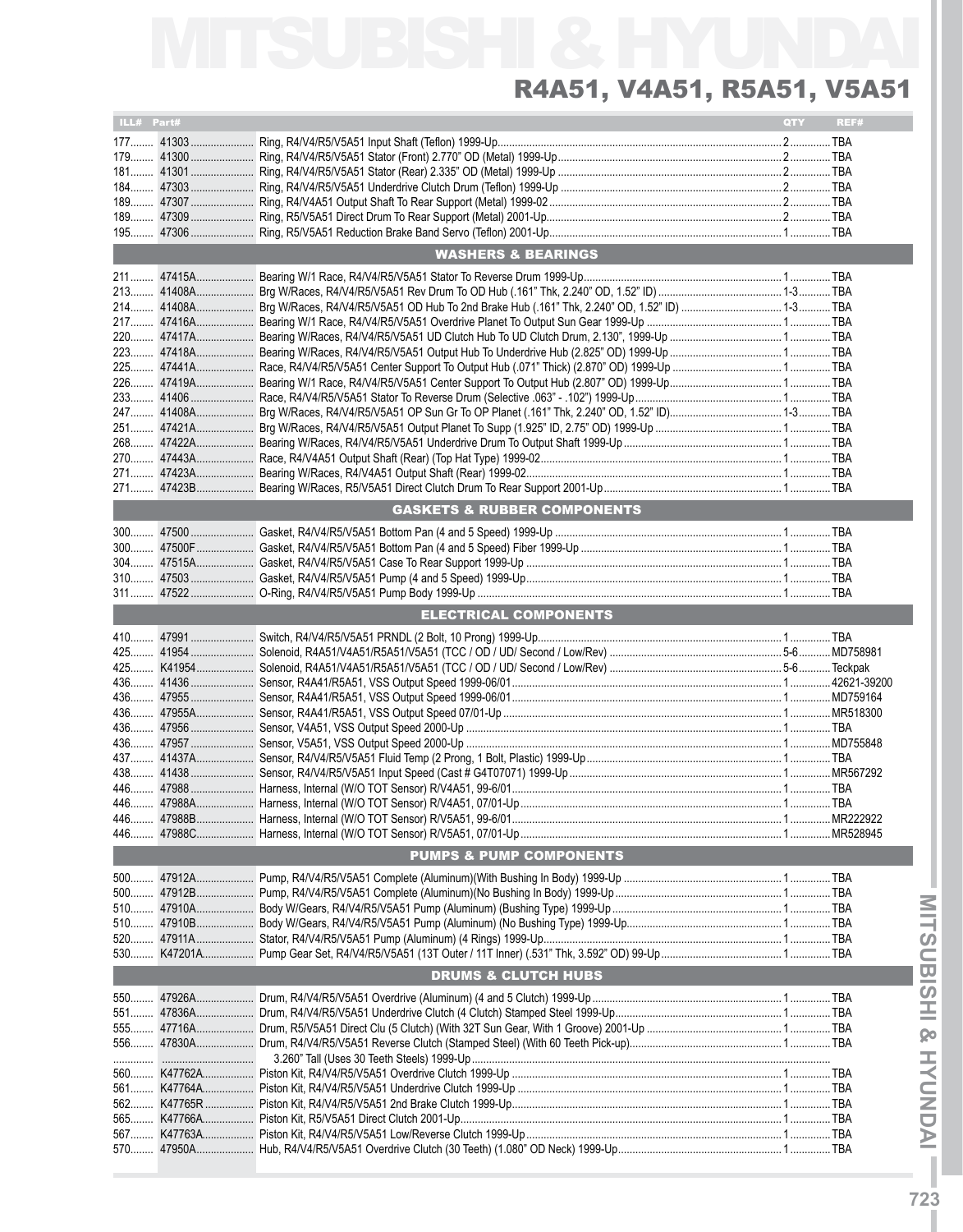# MITSUBISHI & HYUNDAI

## R4A51, V4A51, R5A51, V5A51

| ILL# | Part# | | QTY | REF# |
|---|---|---|---|---|
| 177 | 41303 | Ring, R4/V4/R5/V5A51 Input Shaft (Teflon) 1999-Up | 2 | TBA |
| 179 | 41300 | Ring, R4/V4/R5/V5A51 Stator (Front) 2.770" OD (Metal) 1999-Up | 2 | TBA |
| 181 | 41301 | Ring, R4/V4/R5/V5A51 Stator (Rear) 2.335" OD (Metal) 1999-Up | 2 | TBA |
| 184 | 47303 | Ring, R4/V4/R5/V5A51 Underdrive Clutch Drum (Teflon) 1999-Up | 2 | TBA |
| 189 | 47307 | Ring, R4/V4A51 Output Shaft To Rear Support (Metal) 1999-02 | 2 | TBA |
| 189 | 47309 | Ring, R5/V5A51 Direct Drum To Rear Support (Metal) 2001-Up | 2 | TBA |
| 195 | 47306 | Ring, R5/V5A51 Reduction Brake Band Servo (Teflon) 2001-Up | 1 | TBA |
| | | **WASHERS & BEARINGS** | | |
| 211 | 47415A | Bearing W/1 Race, R4/V4/R5/V5A51 Stator To Reverse Drum 1999-Up | 1 | TBA |
| 213 | 41408A | Brg W/Races, R4/V4/R5/V5A51 Rev Drum To OD Hub (.161" Thk, 2.240" OD, 1.52" ID) | 1-3 | TBA |
| 214 | 41408A | Brg W/Races, R4/V4/R5/V5A51 OD Hub To 2nd Brake Hub (.161" Thk, 2.240" OD, 1.52" ID) | 1-3 | TBA |
| 217 | 47416A | Bearing W/1 Race, R4/V4/R5/V5A51 Overdrive Planet To Output Sun Gear 1999-Up | 1 | TBA |
| 220 | 47417A | Bearing W/Races, R4/V4/R5/V5A51 UD Clutch Hub To UD Clutch Drum, 2.130", 1999-Up | 1 | TBA |
| 223 | 47418A | Bearing W/Races, R4/V4/R5/V5A51 Output Hub To Underdrive Hub (2.825" OD) 1999-Up | 1 | TBA |
| 225 | 47441A | Race, R4/V4/R5/V5A51 Center Support To Output Hub (.071" Thick) (2.870" OD) 1999-Up | 1 | TBA |
| 226 | 47419A | Bearing W/1 Race, R4/V4/R5/V5A51 Center Support To Output Hub (2.807" OD) 1999-Up | 1 | TBA |
| 233 | 41406 | Race, R4/V4/R5/V5A51 Stator To Reverse Drum (Selective .063" - .102") 1999-Up | 1 | TBA |
| 247 | 41408A | Brg W/Races, R4/V4/R5/V5A51 OP Sun Gr To OP Planet (.161" Thk, 2.240" OD, 1.52" ID) | 1-3 | TBA |
| 251 | 47421A | Brg W/Races, R4/V4/R5/V5A51 Output Planet To Supp (1.925" ID, 2.75" OD) 1999-Up | 1 | TBA |
| 268 | 47422A | Bearing W/Races, R4/V4/R5/V5A51 Underdrive Drum To Output Shaft 1999-Up | 1 | TBA |
| 270 | 47443A | Race, R4/V4A51 Output Shaft (Rear) (Top Hat Type) 1999-02 | 1 | TBA |
| 271 | 47423A | Bearing W/Races, R4/V4A51 Output Shaft (Rear) 1999-02 | 1 | TBA |
| 271 | 47423B | Bearing W/Races, R5/V5A51 Direct Clutch Drum To Rear Support 2001-Up | 1 | TBA |
| | | **GASKETS & RUBBER COMPONENTS** | | |
| 300 | 47500 | Gasket, R4/V4/R5/V5A51 Bottom Pan (4 and 5 Speed) 1999-Up | 1 | TBA |
| 300 | 47500F | Gasket, R4/V4/R5/V5A51 Bottom Pan (4 and 5 Speed) Fiber 1999-Up | 1 | TBA |
| 304 | 47515A | Gasket, R4/V4/R5/V5A51 Case To Rear Support 1999-Up | 1 | TBA |
| 310 | 47503 | Gasket, R4/V4/R5/V5A51 Pump (4 and 5 Speed) 1999-Up | 1 | TBA |
| 311 | 47522 | O-Ring, R4/V4/R5/V5A51 Pump Body 1999-Up | 1 | TBA |
| | | **ELECTRICAL COMPONENTS** | | |
| 410 | 47991 | Switch, R4/V4/R5/V5A51 PRNDL (2 Bolt, 10 Prong) 1999-Up | 1 | TBA |
| 425 | 41954 | Solenoid, R4A51/V4A51/R5A51/V5A51 (TCC / OD / UD/ Second / Low/Rev) | 5-6 | MD758981 |
| 425 | K41954 | Solenoid, R4A51/V4A51/R5A51/V5A51 (TCC / OD / UD/ Second / Low/Rev) | 5-6 | Teckpak |
| 436 | 41436 | Sensor, R4A41/R5A51, VSS Output Speed 1999-06/01 | 1 | 42621-39200 |
| 436 | 47955 | Sensor, R4A41/R5A51, VSS Output Speed 1999-06/01 | 1 | MD759164 |
| 436 | 47955A | Sensor, R4A41/R5A51, VSS Output Speed 07/01-Up | 1 | MR518300 |
| 436 | 47956 | Sensor, V4A51, VSS Output Speed 2000-Up | 1 | TBA |
| 436 | 47957 | Sensor, V5A51, VSS Output Speed 2000-Up | 1 | MD755848 |
| 437 | 41437A | Sensor, R4/V4/R5/V5A51 Fluid Temp (2 Prong, 1 Bolt, Plastic) 1999-Up | 1 | TBA |
| 438 | 41438 | Sensor, R4/V4/R5/V5A51 Input Speed (Cast # G4T07071) 1999-Up | 1 | MR567292 |
| 446 | 47988 | Harness, Internal (W/O TOT Sensor) R/V4A51, 99-6/01 | 1 | TBA |
| 446 | 47988A | Harness, Internal (W/O TOT Sensor) R/V4A51, 07/01-Up | 1 | TBA |
| 446 | 47988B | Harness, Internal (W/O TOT Sensor) R/V5A51, 99-6/01 | 1 | MR222922 |
| 446 | 47988C | Harness, Internal (W/O TOT Sensor) R/V5A51, 07/01-Up | 1 | MR528945 |
| | | **PUMPS & PUMP COMPONENTS** | | |
| 500 | 47912A | Pump, R4/V4/R5/V5A51 Complete (Aluminum)(With Bushing In Body) 1999-Up | 1 | TBA |
| 500 | 47912B | Pump, R4/V4/R5/V5A51 Complete (Aluminum)(No Bushing In Body) 1999-Up | 1 | TBA |
| 510 | 47910A | Body W/Gears, R4/V4/R5/V5A51 Pump (Aluminum) (Bushing Type) 1999-Up | 1 | TBA |
| 510 | 47910B | Body W/Gears, R4/V4/R5/V5A51 Pump (Aluminum) (No Bushing Type) 1999-Up | 1 | TBA |
| 520 | 47911A | Stator, R4/V4/R5/V5A51 Pump (Aluminum) (4 Rings) 1999-Up | 1 | TBA |
| 530 | K47201A | Pump Gear Set, R4/V4/R5/V5A51 (13T Outer / 11T Inner) (.531" Thk, 3.592" OD) 99-Up | 1 | TBA |
| | | **DRUMS & CLUTCH HUBS** | | |
| 550 | 47926A | Drum, R4/V4/R5/V5A51 Overdrive (Aluminum) (4 and 5 Clutch) 1999-Up | 1 | TBA |
| 551 | 47836A | Drum, R4/V4/R5/V5A51 Underdrive Clutch (4 Clutch) Stamped Steel 1999-Up | 1 | TBA |
| 555 | 47716A | Drum, R5/V5A51 Direct Clu (5 Clutch) (With 32T Sun Gear, With 1 Groove) 2001-Up | 1 | TBA |
| 556 | 47830A | Drum, R4/V4/R5/V5A51 Reverse Clutch (Stamped Steel) (With 60 Teeth Pick-up) 3.260" Tall (Uses 30 Teeth Steels) 1999-Up | 1 | TBA |
| 560 | K47762A | Piston Kit, R4/V4/R5/V5A51 Overdrive Clutch 1999-Up | 1 | TBA |
| 561 | K47764A | Piston Kit, R4/V4/R5/V5A51 Underdrive Clutch 1999-Up | 1 | TBA |
| 562 | K47765R | Piston Kit, R4/V4/R5/V5A51 2nd Brake Clutch 1999-Up | 1 | TBA |
| 565 | K47766A | Piston Kit, R5/V5A51 Direct Clutch 2001-Up | 1 | TBA |
| 567 | K47763A | Piston Kit, R4/V4/R5/V5A51 Low/Reverse Clutch 1999-Up | 1 | TBA |
| 570 | 47950A | Hub, R4/V4/R5/V5A51 Overdrive Clutch (30 Teeth) (1.080" OD Neck) 1999-Up | 1 | TBA |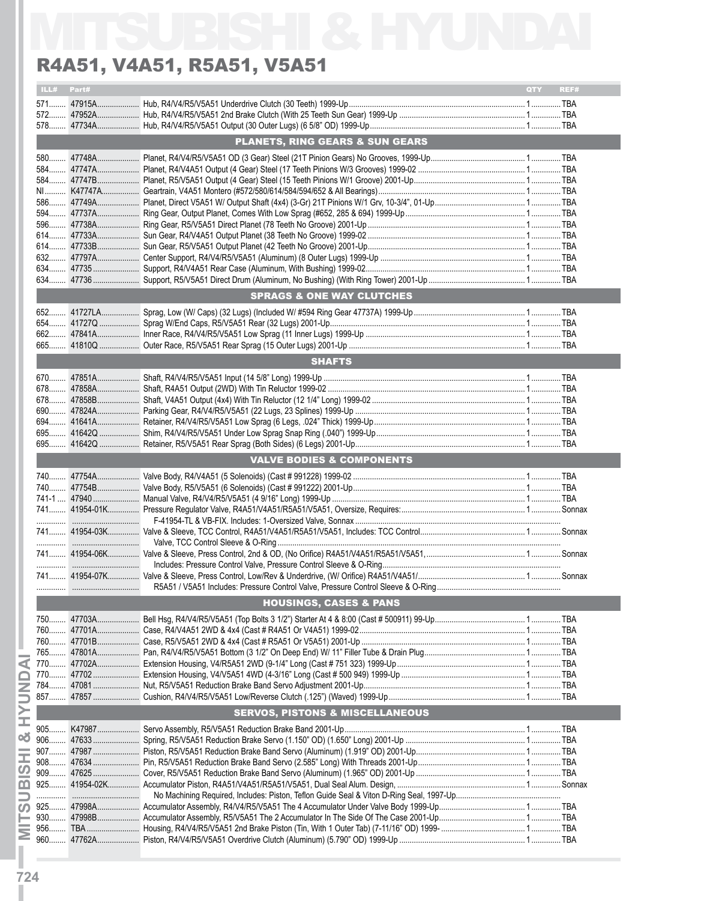# MITSUBISHI & HYUNDAI

## R4A51, V4A51, R5A51, V5A51

| ILL# | Part# | | QTY | REF# |
|---|---|---|---|---|
| 571 | 47915A | Hub, R4/V4/R5/V5A51 Underdrive Clutch (30 Teeth) 1999-Up | 1 | TBA |
| 572 | 47952A | Hub, R4/V4/R5/V5A51 2nd Brake Clutch (With 25 Teeth Sun Gear) 1999-Up | 1 | TBA |
| 578 | 47734A | Hub, R4/V4/R5/V5A51 Output (30 Outer Lugs) (6 5/8" OD) 1999-Up | 1 | TBA |
| | | **PLANETS, RING GEARS & SUN GEARS** | | |
| 580 | 47748A | Planet, R4/V4/R5/V5A51 OD (3 Gear) Steel (21T Pinion Gears) No Grooves, 1999-Up | 1 | TBA |
| 584 | 47747A | Planet, R4/V4A51 Output (4 Gear) Steel (17 Teeth Pinions W/3 Grooves) 1999-02 | 1 | TBA |
| 584 | 47747B | Planet, R5/V5A51 Output (4 Gear) Steel (15 Teeth Pinions W/1 Groove) 2001-Up | 1 | TBA |
| NI | K47747A | Geartrain, V4A51 Montero (#572/580/614/584/594/652 & All Bearings) | 1 | TBA |
| 586 | 47749A | Planet, Direct V5A51 W/ Output Shaft (4x4) (3-Gr) 21T Pinions W/1 Grv, 10-3/4", 01-Up | 1 | TBA |
| 594 | 47737A | Ring Gear, Output Planet, Comes With Low Sprag (#652, 285 & 694) 1999-Up | 1 | TBA |
| 596 | 47738A | Ring Gear, R5/V5A51 Direct Planet (78 Teeth No Groove) 2001-Up | 1 | TBA |
| 614 | 47733A | Sun Gear, R4/V4A51 Output Planet (38 Teeth No Groove) 1999-02 | 1 | TBA |
| 614 | 47733B | Sun Gear, R5/V5A51 Output Planet (42 Teeth No Groove) 2001-Up | 1 | TBA |
| 632 | 47797A | Center Support, R4/V4/R5/V5A51 (Aluminum) (8 Outer Lugs) 1999-Up | 1 | TBA |
| 634 | 47735 | Support, R4/V4A51 Rear Case (Aluminum, With Bushing) 1999-02 | 1 | TBA |
| 634 | 47736 | Support, R5/V5A51 Direct Drum (Aluminum, No Bushing) (With Ring Tower) 2001-Up | 1 | TBA |
| | | **SPRAGS & ONE WAY CLUTCHES** | | |
| 652 | 41727LA | Sprag, Low (W/ Caps) (32 Lugs) (Included W/ #594 Ring Gear 47737A) 1999-Up | 1 | TBA |
| 654 | 41727Q | Sprag W/End Caps, R5/V5A51 Rear (32 Lugs) 2001-Up | 1 | TBA |
| 662 | 47841A | Inner Race, R4/V4/R5/V5A51 Low Sprag (11 Inner Lugs) 1999-Up | 1 | TBA |
| 665 | 41810Q | Outer Race, R5/V5A51 Rear Sprag (15 Outer Lugs) 2001-Up | 1 | TBA |
| | | **SHAFTS** | | |
| 670 | 47851A | Shaft, R4/V4/R5/V5A51 Input (14 5/8" Long) 1999-Up | 1 | TBA |
| 678 | 47858A | Shaft, R4A51 Output (2WD) With Tin Reluctor 1999-02 | 1 | TBA |
| 678 | 47858B | Shaft, V4A51 Output (4x4) With Tin Reluctor (12 1/4" Long) 1999-02 | 1 | TBA |
| 690 | 47824A | Parking Gear, R4/V4/R5/V5A51 (22 Lugs, 23 Splines) 1999-Up | 1 | TBA |
| 694 | 41641A | Retainer, R4/V4/R5/V5A51 Low Sprag (6 Legs, .024" Thick) 1999-Up | 1 | TBA |
| 695 | 41642Q | Shim, R4/V4/R5/V5A51 Under Low Sprag Snap Ring (.040") 1999-Up | 1 | TBA |
| 695 | 41642Q | Retainer, R5/V5A51 Rear Sprag (Both Sides) (6 Legs) 2001-Up | 1 | TBA |
| | | **VALVE BODIES & COMPONENTS** | | |
| 740 | 47754A | Valve Body, R4/V4A51 (5 Solenoids) (Cast # 991228) 1999-02 | 1 | TBA |
| 740 | 47754B | Valve Body, R5/V5A51 (6 Solenoids) (Cast # 991222) 2001-Up | 1 | TBA |
| 741-1 | 47940 | Manual Valve, R4/V4/R5/V5A51 (4 9/16" Long) 1999-Up | 1 | TBA |
| 741 | 41954-01K | Pressure Regulator Valve, R4A51/V4A51/R5A51/V5A51, Oversize, Requires: | 1 | Sonnax |
| | | F-41954-TL & VB-FIX. Includes: 1-Oversized Valve, Sonnax | | |
| 741 | 41954-03K | Valve & Sleeve, TCC Control, R4A51/V4A51/R5A51/V5A51, Includes: TCC Control | 1 | Sonnax |
| | | Valve, TCC Control Sleeve & O-Ring | | |
| 741 | 41954-06K | Valve & Sleeve, Press Control, 2nd & OD, (No Orifice) R4A51/V4A51/R5A51/V5A51, | 1 | Sonnax |
| | | Includes: Pressure Control Valve, Pressure Control Sleeve & O-Ring | | |
| 741 | 41954-07K | Valve & Sleeve, Press Control, Low/Rev & Underdrive, (W/ Orifice) R4A51/V4A51/ | 1 | Sonnax |
| | | R5A51 / V5A51 Includes: Pressure Control Valve, Pressure Control Sleeve & O-Ring | | |
| | | **HOUSINGS, CASES & PANS** | | |
| 750 | 47703A | Bell Hsg, R4/V4/R5/V5A51 (Top Bolts 3 1/2") Starter At 4 & 8:00 (Cast # 500911) 99-Up | 1 | TBA |
| 760 | 47701A | Case, R4/V4A51 2WD & 4x4 (Cast # R4A51 Or V4A51) 1999-02 | 1 | TBA |
| 760 | 47701B | Case, R5/V5A51 2WD & 4x4 (Cast # R5A51 Or V5A51) 2001-Up | 1 | TBA |
| 765 | 47801A | Pan, R4/V4/R5/V5A51 Bottom (3 1/2" On Deep End) W/ 11" Filler Tube & Drain Plug | 1 | TBA |
| 770 | 47702A | Extension Housing, V4/R5A51 2WD (9-1/4" Long (Cast # 751 323) 1999-Up | 1 | TBA |
| 770 | 47702 | Extension Housing, V4/V5A51 4WD (4-3/16" Long (Cast # 500 949) 1999-Up | 1 | TBA |
| 784 | 47081 | Nut, R5/V5A51 Reduction Brake Band Servo Adjustment 2001-Up | 1 | TBA |
| 857 | 47857 | Cushion, R4/V4/R5/V5A51 Low/Reverse Clutch (.125") (Waved) 1999-Up | 1 | TBA |
| | | **SERVOS, PISTONS & MISCELLANEOUS** | | |
| 905 | K47987 | Servo Assembly, R5/V5A51 Reduction Brake Band 2001-Up | 1 | TBA |
| 906 | 47633 | Spring, R5/V5A51 Reduction Brake Servo (1.150" OD) (1.650" Long) 2001-Up | 1 | TBA |
| 907 | 47987 | Piston, R5/V5A51 Reduction Brake Band Servo (Aluminum) (1.919" OD) 2001-Up | 1 | TBA |
| 908 | 47634 | Pin, R5/V5A51 Reduction Brake Band Servo (2.585" Long) With Threads 2001-Up | 1 | TBA |
| 909 | 47625 | Cover, R5/V5A51 Reduction Brake Band Servo (Aluminum) (1.965" OD) 2001-Up | 1 | TBA |
| 925 | 41954-02K | Accumulator Piston, R4A51/V4A51/R5A51/V5A51, Dual Seal Alum. Design, | 1 | Sonnax |
| | | No Machining Required, Includes: Piston, Teflon Guide Seal & Viton D-Ring Seal, 1997-Up | | |
| 925 | 47998A | Accumulator Assembly, R4/V4/R5/V5A51 The 4 Accumulator Under Valve Body 1999-Up | 1 | TBA |
| 930 | 47998B | Accumulator Assembly, R5/V5A51 The 2 Accumulator In The Side Of The Case 2001-Up | 1 | TBA |
| 956 | TBA | Housing, R4/V4/R5/V5A51 2nd Brake Piston (Tin, With 1 Outer Tab) (7-11/16" OD) 1999- | 1 | TBA |
| 960 | 47762A | Piston, R4/V4/R5/V5A51 Overdrive Clutch (Aluminum) (5.790" OD) 1999-Up | 1 | TBA |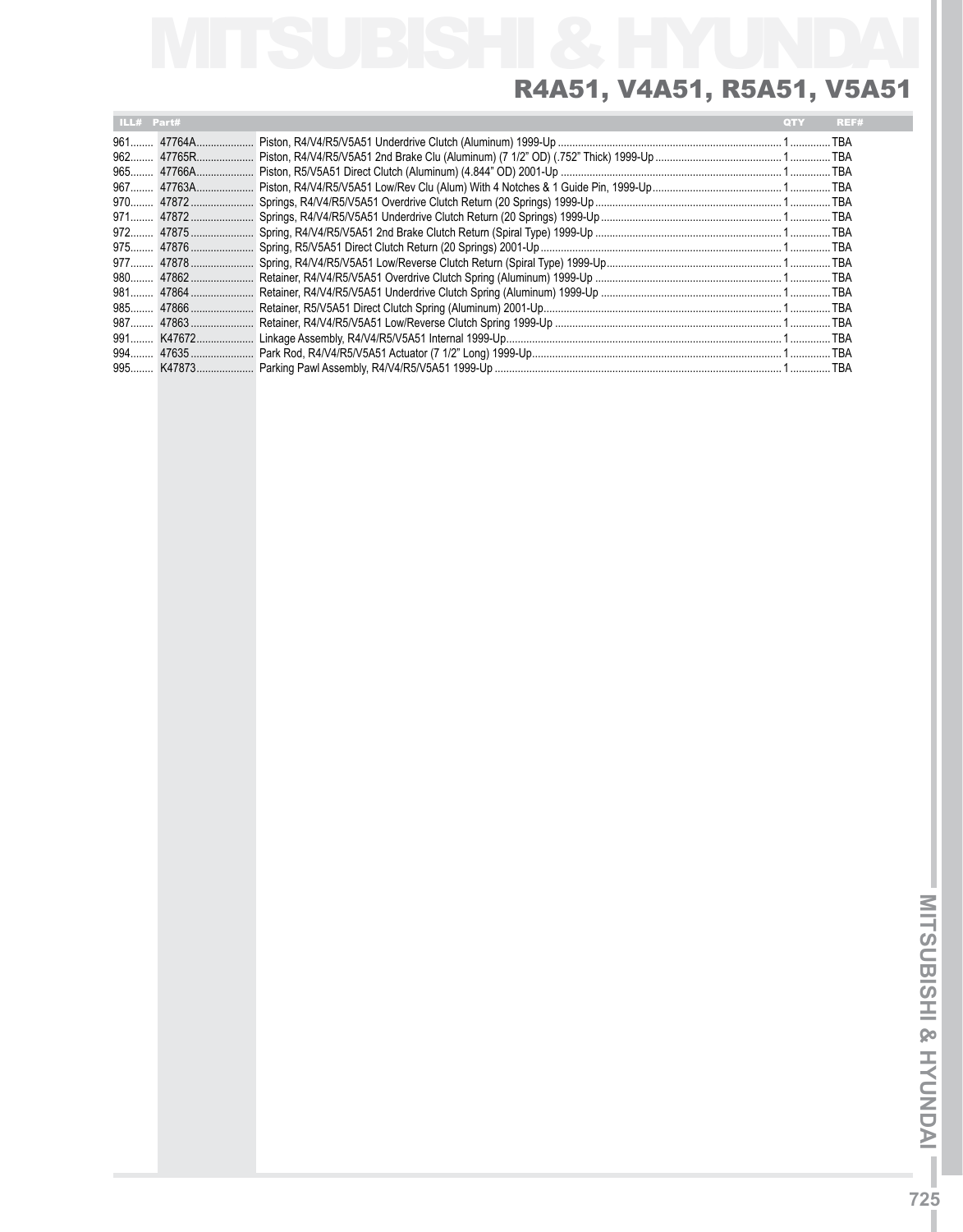# R4A51, V4A51, R5A51, V5A51

| ILL# | Part# | | QTY | REF# |
|---|---|---|---|---|
| 961 | 47764A | Piston, R4/V4/R5/V5A51 Underdrive Clutch (Aluminum) 1999-Up | 1 | TBA |
| 962 | 47765R | Piston, R4/V4/R5/V5A51 2nd Brake Clu (Aluminum) (7 1/2" OD) (.752" Thick) 1999-Up | 1 | TBA |
| 965 | 47766A | Piston, R5/V5A51 Direct Clutch (Aluminum) (4.844" OD) 2001-Up | 1 | TBA |
| 967 | 47763A | Piston, R4/V4/R5/V5A51 Low/Rev Clu (Alum) With 4 Notches & 1 Guide Pin, 1999-Up | 1 | TBA |
| 970 | 47872 | Springs, R4/V4/R5/V5A51 Overdrive Clutch Return (20 Springs) 1999-Up | 1 | TBA |
| 971 | 47872 | Springs, R4/V4/R5/V5A51 Underdrive Clutch Return (20 Springs) 1999-Up | 1 | TBA |
| 972 | 47875 | Spring, R4/V4/R5/V5A51 2nd Brake Clutch Return (Spiral Type) 1999-Up | 1 | TBA |
| 975 | 47876 | Spring, R5/V5A51 Direct Clutch Return (20 Springs) 2001-Up | 1 | TBA |
| 977 | 47878 | Spring, R4/V4/R5/V5A51 Low/Reverse Clutch Return (Spiral Type) 1999-Up | 1 | TBA |
| 980 | 47862 | Retainer, R4/V4/R5/V5A51 Overdrive Clutch Spring (Aluminum) 1999-Up | 1 | TBA |
| 981 | 47864 | Retainer, R4/V4/R5/V5A51 Underdrive Clutch Spring (Aluminum) 1999-Up | 1 | TBA |
| 985 | 47866 | Retainer, R5/V5A51 Direct Clutch Spring (Aluminum) 2001-Up | 1 | TBA |
| 987 | 47863 | Retainer, R4/V4/R5/V5A51 Low/Reverse Clutch Spring 1999-Up | 1 | TBA |
| 991 | K47672 | Linkage Assembly, R4/V4/R5/V5A51 Internal 1999-Up | 1 | TBA |
| 994 | 47635 | Park Rod, R4/V4/R5/V5A51 Actuator (7 1/2" Long) 1999-Up | 1 | TBA |
| 995 | K47873 | Parking Pawl Assembly, R4/V4/R5/V5A51 1999-Up | 1 | TBA |